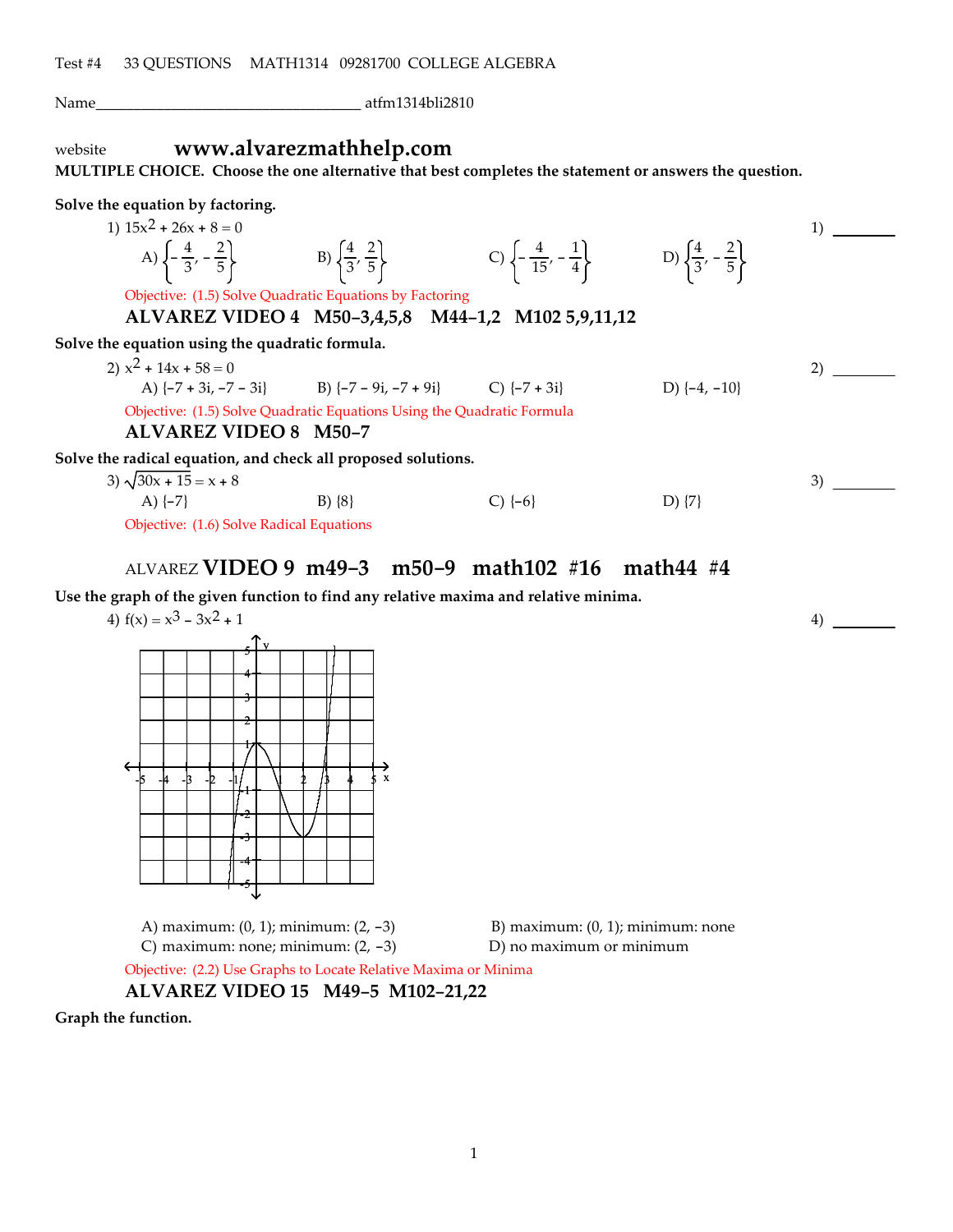Test #4 33 QUESTIONS MATH1314 09281700 COLLEGE ALGEBRA

Name___________________________________ atfm1314bli2810

website **www.alvarezmathhelp.com**

**MULTIPLE CHOICE. Choose the one alternative that best completes the statement or answers the question.**

**Solve the equation by factoring.**

1) $15x^2 + 26x + 8 = 0$ 1) ________

A) $\left\{-\frac{4}{3}, -\frac{2}{5}\right\}$ B) $\left\{\frac{4}{3}, \frac{2}{5}\right\}$ C) $\left\{-\frac{4}{15}, -\frac{1}{4}\right\}$ D) $\left\{\frac{4}{3}, -\frac{2}{5}\right\}$

Objective: (1.5) Solve Quadratic Equations by Factoring

**ALVAREZ VIDEO 4 M50–3,4,5,8 M44–1,2 M102 5,9,11,12**

**Solve the equation using the quadratic formula.**

2) $x^2 + 14x + 58 = 0$ 2) ________

A) $\{-7 + 3i, -7 - 3i\}$ B) $\{-7 - 9i, -7 + 9i\}$ C) $\{-7 + 3i\}$ D) $\{-4, -10\}$

Objective: (1.5) Solve Quadratic Equations Using the Quadratic Formula

**ALVAREZ VIDEO 8 M50–7**

**Solve the radical equation, and check all proposed solutions.**

3) $\sqrt{30x + 15} = x + 8$ 3) ________

A) $\{-7\}$ B) $\{8\}$ C) $\{-6\}$ D) $\{7\}$

Objective: (1.6) Solve Radical Equations

ALVAREZ **VIDEO 9 m49–3 m50–9 math102 #16 math44 #4**

**Use the graph of the given function to find any relative maxima and relative minima.**

4) $f(x) = x^3 - 3x^2 + 1$ 4) ________

A) maximum: (0, 1); minimum: (2, −3) B) maximum: (0, 1); minimum: none

C) maximum: none; minimum: (2, −3) D) no maximum or minimum

Objective: (2.2) Use Graphs to Locate Relative Maxima or Minima

**ALVAREZ VIDEO 15 M49–5 M102–21,22**

**Graph the function.**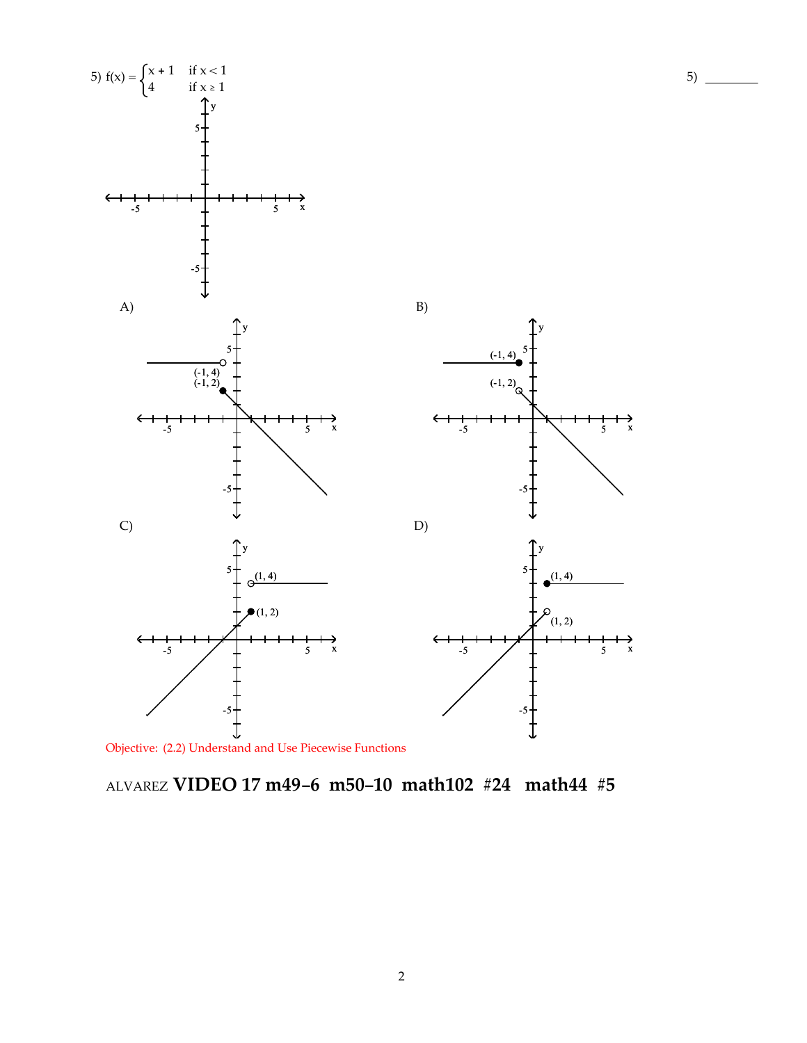5) $f(x) = \begin{cases} x + 1 & \text{if } x < 1 \\ 4 & \text{if } x \geq 1 \end{cases}$

5) ________

A)

(-1, 4)
(-1, 2)

B)

(-1, 4)
(-1, 2)

C)

(1, 4)
(1, 2)

D)

(1, 4)
(1, 2)

Objective: (2.2) Understand and Use Piecewise Functions

ALVAREZ **VIDEO 17 m49–6 m50–10 math102 #24 math44 #5**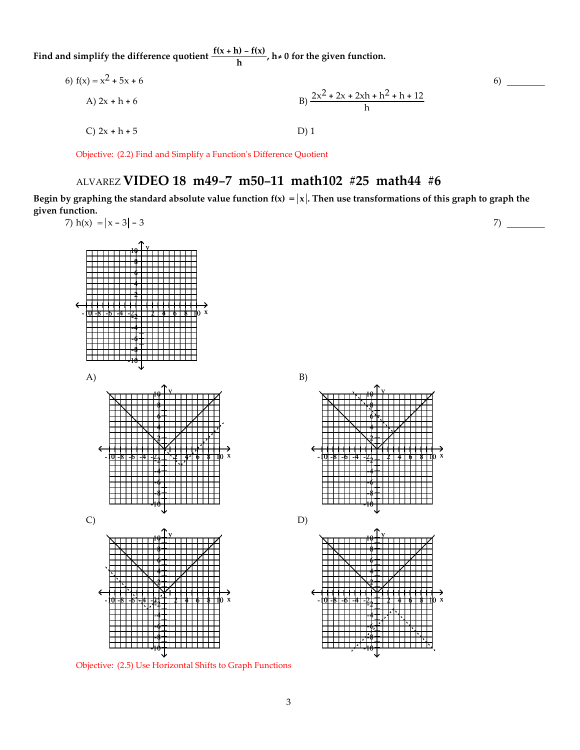**Find and simplify the difference quotient $\frac{f(x + h) - f(x)}{h}$, $h \neq 0$ for the given function.**

6) $f(x) = x^2 + 5x + 6$ 6) ________

A) $2x + h + 6$

B) $\frac{2x^2 + 2x + 2xh + h^2 + h + 12}{h}$

C) $2x + h + 5$

D) 1

Objective: (2.2) Find and Simplify a Function's Difference Quotient

## ALVAREZ VIDEO 18 m49–7 m50–11 math102 #25 math44 #6

**Begin by graphing the standard absolute value function $f(x) = |x|$. Then use transformations of this graph to graph the given function.**

7) $h(x) = |x - 3| - 3$ 7) ________

A)

B)

C)

D)

Objective: (2.5) Use Horizontal Shifts to Graph Functions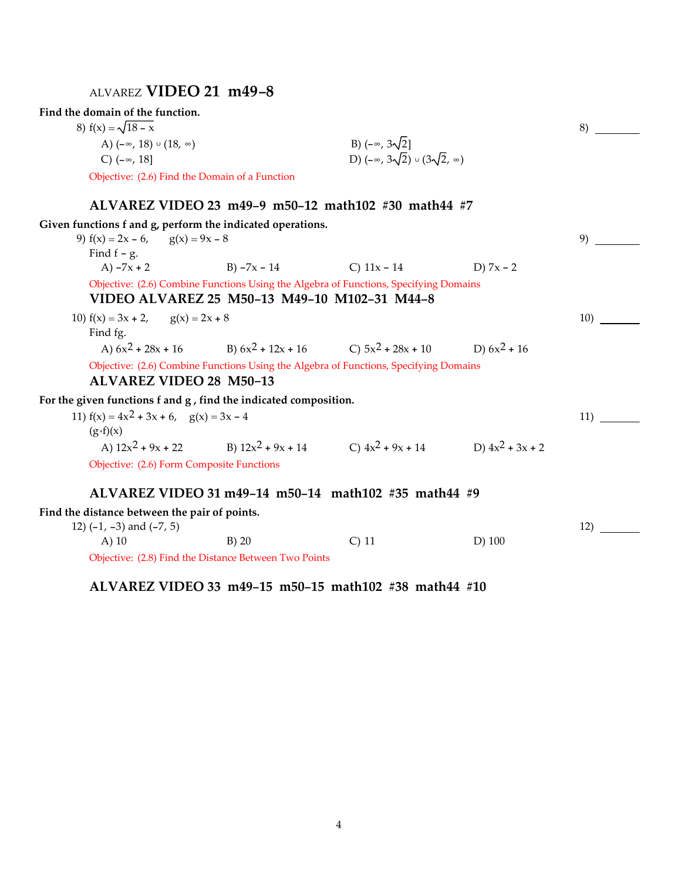### ALVAREZ **VIDEO 21 m49–8**

**Find the domain of the function.**

8) $f(x) = \sqrt{18 - x}$ 8) ________

A) $(-\infty, 18) \cup (18, \infty)$
B) $(-\infty, 3\sqrt{2}]$
C) $(-\infty, 18]$
D) $(-\infty, 3\sqrt{2}) \cup (3\sqrt{2}, \infty)$

Objective: (2.6) Find the Domain of a Function

### ALVAREZ VIDEO 23 m49–9 m50–12 math102 #30 math44 #7

**Given functions f and g, perform the indicated operations.**

9) $f(x) = 2x - 6$, $g(x) = 9x - 8$ 9) ________

Find $f - g$.

A) $-7x + 2$
B) $-7x - 14$
C) $11x - 14$
D) $7x - 2$

Objective: (2.6) Combine Functions Using the Algebra of Functions, Specifying Domains

### VIDEO ALVAREZ 25 M50–13 M49–10 M102–31 M44–8

10) $f(x) = 3x + 2$, $g(x) = 2x + 8$ 10) ________

Find $fg$.

A) $6x^2 + 28x + 16$
B) $6x^2 + 12x + 16$
C) $5x^2 + 28x + 10$
D) $6x^2 + 16$

Objective: (2.6) Combine Functions Using the Algebra of Functions, Specifying Domains

### ALVAREZ VIDEO 28 M50–13

**For the given functions f and g , find the indicated composition.**

11) $f(x) = 4x^2 + 3x + 6$, $g(x) = 3x - 4$ 11) ________

$(g \circ f)(x)$

A) $12x^2 + 9x + 22$
B) $12x^2 + 9x + 14$
C) $4x^2 + 9x + 14$
D) $4x^2 + 3x + 2$

Objective: (2.6) Form Composite Functions

### ALVAREZ VIDEO 31 m49–14 m50–14 math102 #35 math44 #9

**Find the distance between the pair of points.**

12) $(-1, -3)$ and $(-7, 5)$ 12) ________

A) 10
B) 20
C) 11
D) 100

Objective: (2.8) Find the Distance Between Two Points

### ALVAREZ VIDEO 33 m49–15 m50–15 math102 #38 math44 #10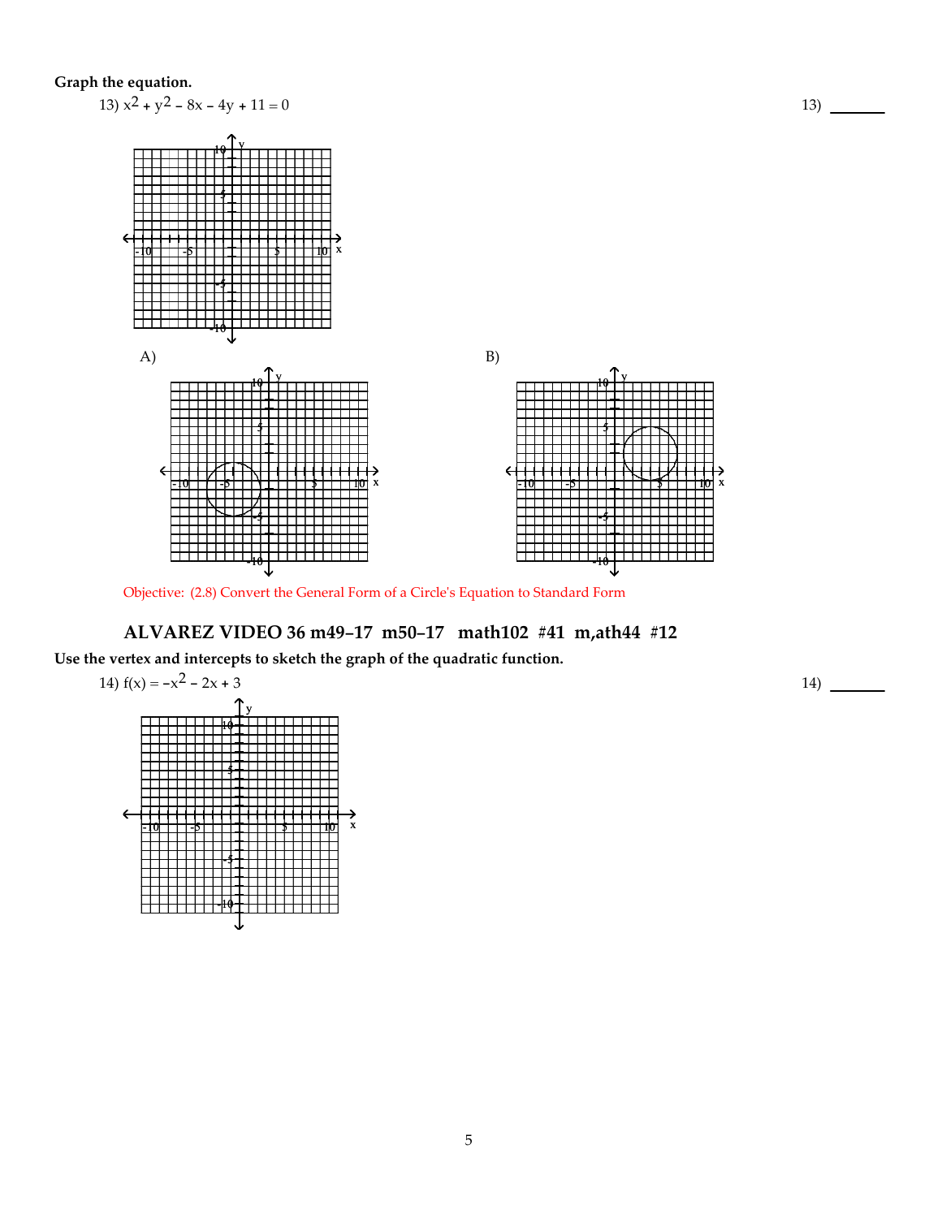**Graph the equation.**

13) $x^2 + y^2 - 8x - 4y + 11 = 0$

13) _______

A)

B)

Objective: (2.8) Convert the General Form of a Circle's Equation to Standard Form

### ALVAREZ VIDEO 36 m49–17 m50–17 math102 #41 m,ath44 #12

**Use the vertex and intercepts to sketch the graph of the quadratic function.**

14) $f(x) = -x^2 - 2x + 3$

14) _______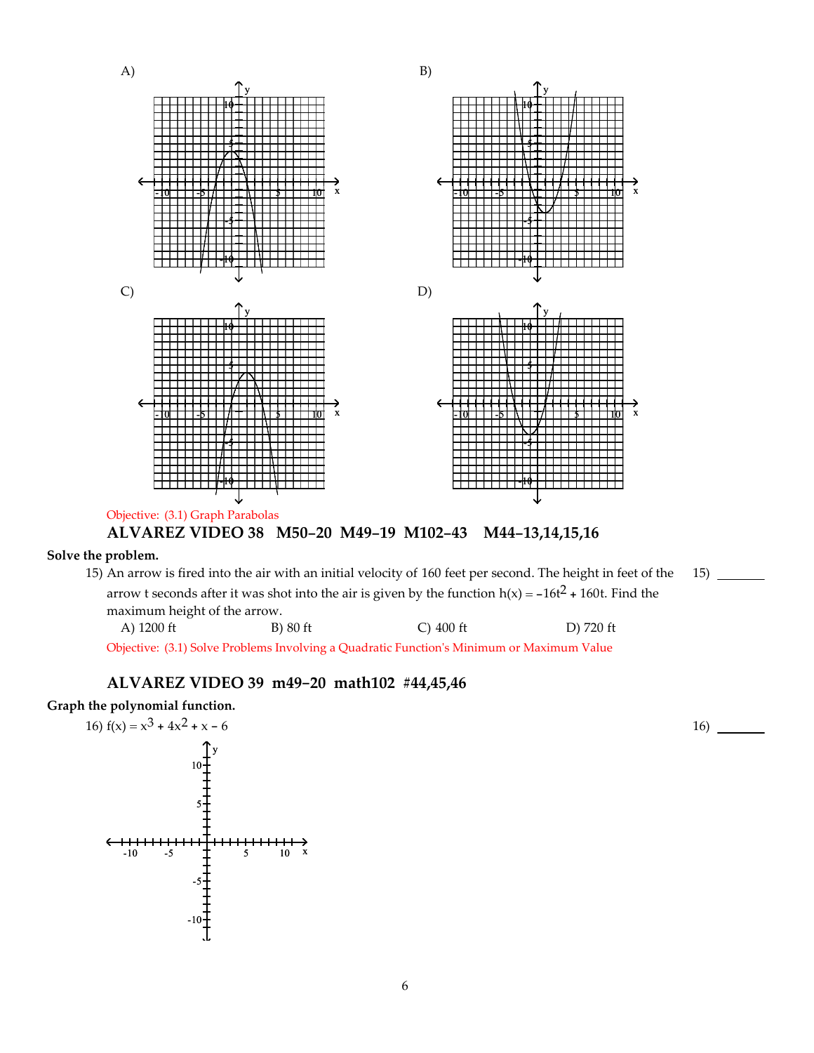A)

B)

C)

D)

Objective: (3.1) Graph Parabolas

**ALVAREZ VIDEO 38 M50–20 M49–19 M102–43 M44–13,14,15,16**

**Solve the problem.**

15) An arrow is fired into the air with an initial velocity of 160 feet per second. The height in feet of the arrow t seconds after it was shot into the air is given by the function $h(x) = -16t^2 + 160t$. Find the maximum height of the arrow.

15) _______

A) 1200 ft B) 80 ft C) 400 ft D) 720 ft

Objective: (3.1) Solve Problems Involving a Quadratic Function's Minimum or Maximum Value

**ALVAREZ VIDEO 39 m49–20 math102 #44,45,46**

**Graph the polynomial function.**

16) $f(x) = x^3 + 4x^2 + x - 6$

16) _______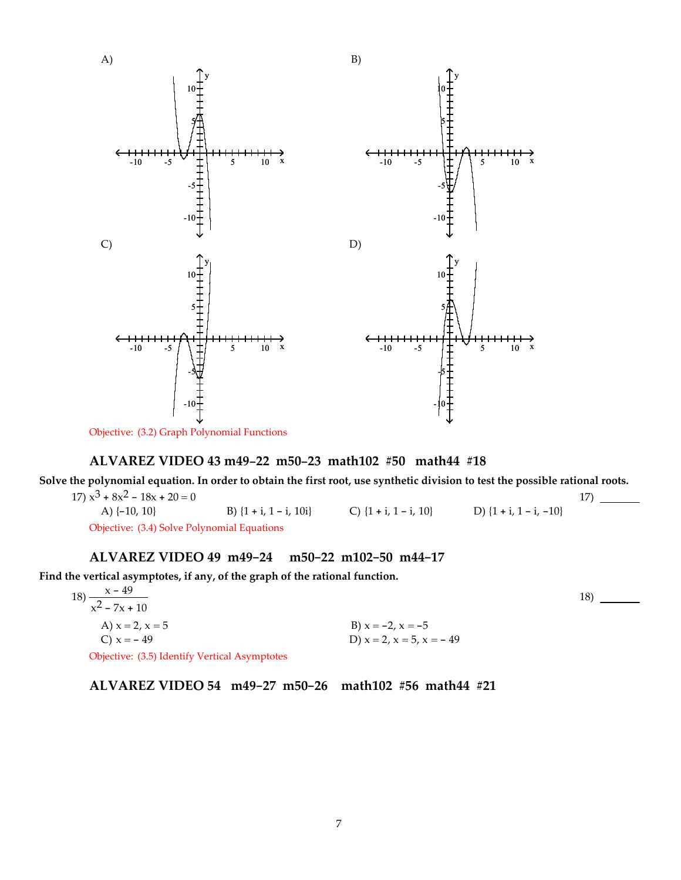A)

B)

C)

D)

Objective: (3.2) Graph Polynomial Functions

### ALVAREZ VIDEO 43 m49–22 m50–23 math102 #50 math44 #18

**Solve the polynomial equation. In order to obtain the first root, use synthetic division to test the possible rational roots.**

17) $x^3 + 8x^2 - 18x + 20 = 0$ 17) ________

A) $\{-10, 10\}$ B) $\{1 + i, 1 - i, 10i\}$ C) $\{1 + i, 1 - i, 10\}$ D) $\{1 + i, 1 - i, -10\}$

Objective: (3.4) Solve Polynomial Equations

### ALVAREZ VIDEO 49 m49–24 m50–22 m102–50 m44–17

**Find the vertical asymptotes, if any, of the graph of the rational function.**

18) $\dfrac{x - 49}{x^2 - 7x + 10}$ 18) ________

A) $x = 2, x = 5$ B) $x = -2, x = -5$

C) $x = -49$ D) $x = 2, x = 5, x = -49$

Objective: (3.5) Identify Vertical Asymptotes

### ALVAREZ VIDEO 54 m49–27 m50–26 math102 #56 math44 #21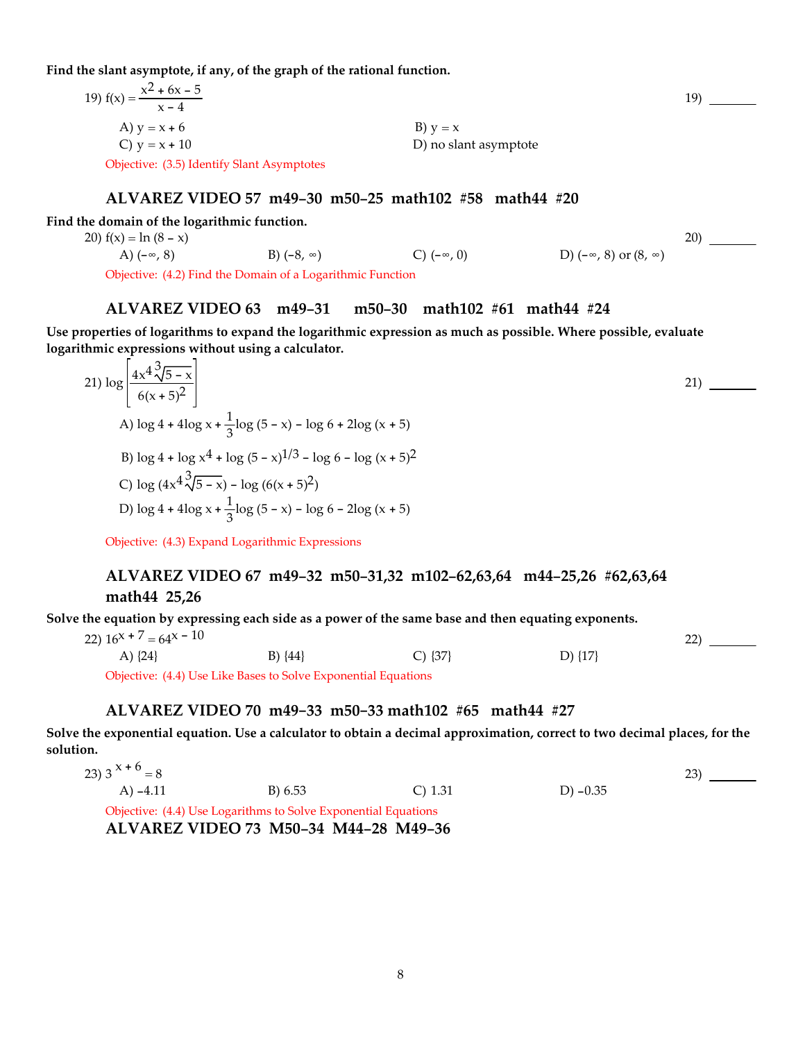**Find the slant asymptote, if any, of the graph of the rational function.**

19) $f(x) = \dfrac{x^2 + 6x - 5}{x - 4}$ 19) _______

A) $y = x + 6$   B) $y = x$
C) $y = x + 10$   D) no slant asymptote

Objective: (3.5) Identify Slant Asymptotes

### ALVAREZ VIDEO 57 m49–30 m50–25 math102 #58 math44 #20

**Find the domain of the logarithmic function.**

20) $f(x) = \ln(8 - x)$ 20) _______

A) $(-\infty, 8)$   B) $(-8, \infty)$   C) $(-\infty, 0)$   D) $(-\infty, 8)$ or $(8, \infty)$

Objective: (4.2) Find the Domain of a Logarithmic Function

### ALVAREZ VIDEO 63 m49–31 m50–30 math102 #61 math44 #24

**Use properties of logarithms to expand the logarithmic expression as much as possible. Where possible, evaluate logarithmic expressions without using a calculator.**

21) $\log\left[\dfrac{4x^4\sqrt[3]{5 - x}}{6(x + 5)^2}\right]$ 21) _______

A) $\log 4 + 4\log x + \dfrac{1}{3}\log(5 - x) - \log 6 + 2\log(x + 5)$

B) $\log 4 + \log x^4 + \log(5 - x)^{1/3} - \log 6 - \log(x + 5)^2$

C) $\log(4x^4\sqrt[3]{5 - x}) - \log(6(x + 5)^2)$

D) $\log 4 + 4\log x + \dfrac{1}{3}\log(5 - x) - \log 6 - 2\log(x + 5)$

Objective: (4.3) Expand Logarithmic Expressions

### ALVAREZ VIDEO 67 m49–32 m50–31,32 m102–62,63,64 m44–25,26 #62,63,64 math44 25,26

**Solve the equation by expressing each side as a power of the same base and then equating exponents.**

22) $16^{x + 7} = 64^{x - 10}$ 22) _______

A) {24}   B) {44}   C) {37}   D) {17}

Objective: (4.4) Use Like Bases to Solve Exponential Equations

### ALVAREZ VIDEO 70 m49–33 m50–33 math102 #65 math44 #27

**Solve the exponential equation. Use a calculator to obtain a decimal approximation, correct to two decimal places, for the solution.**

23) $3^{x + 6} = 8$ 23) _______

A) −4.11   B) 6.53   C) 1.31   D) −0.35

Objective: (4.4) Use Logarithms to Solve Exponential Equations

### ALVAREZ VIDEO 73 M50–34 M44–28 M49–36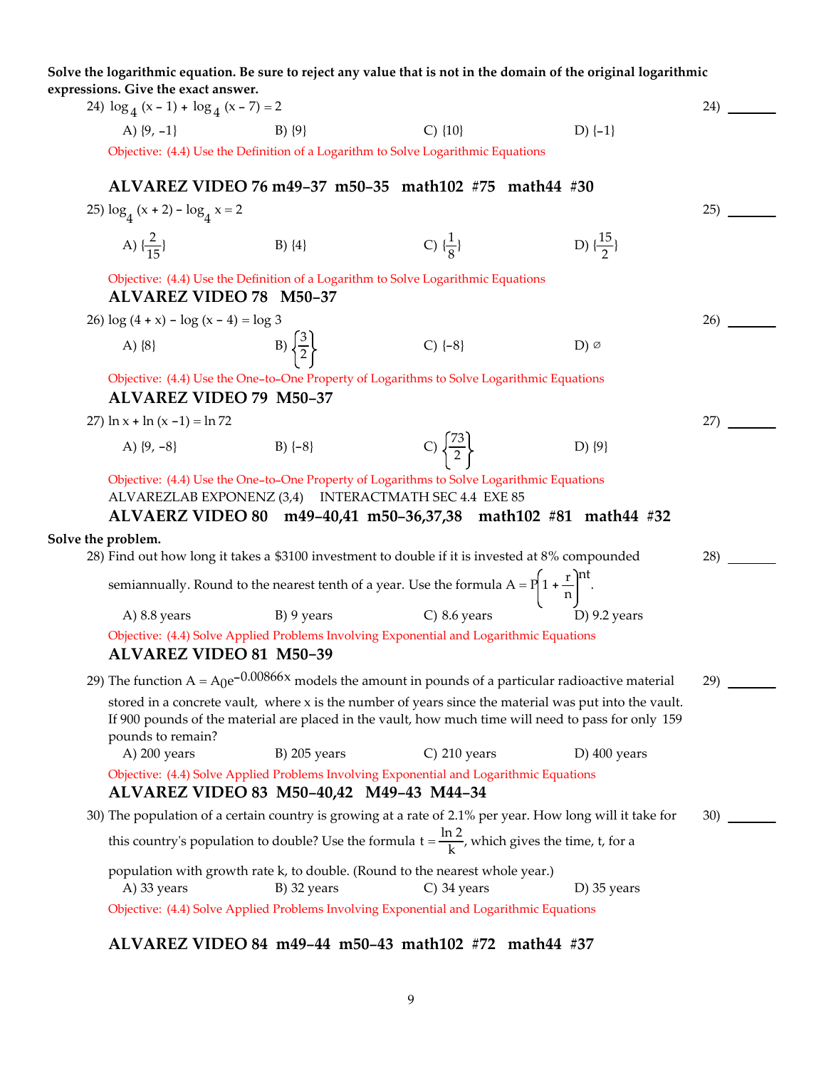**Solve the logarithmic equation. Be sure to reject any value that is not in the domain of the original logarithmic expressions. Give the exact answer.**

24) $\log_4 (x - 1) + \log_4 (x - 7) = 2$ 24) ______

A) {9, -1} B) {9} C) {10} D) {-1}

Objective: (4.4) Use the Definition of a Logarithm to Solve Logarithmic Equations

**ALVAREZ VIDEO 76 m49-37 m50-35 math102 #75 math44 #30**

25) $\log_4 (x + 2) - \log_4 x = 2$ 25) ______

A) $\{\frac{2}{15}\}$ B) {4} C) $\{\frac{1}{8}\}$ D) $\{\frac{15}{2}\}$

Objective: (4.4) Use the Definition of a Logarithm to Solve Logarithmic Equations

**ALVAREZ VIDEO 78 M50-37**

26) $\log (4 + x) - \log (x - 4) = \log 3$ 26) ______

A) {8} B) $\left\{\frac{3}{2}\right\}$ C) {-8} D) ∅

Objective: (4.4) Use the One-to-One Property of Logarithms to Solve Logarithmic Equations

**ALVAREZ VIDEO 79 M50-37**

27) $\ln x + \ln (x - 1) = \ln 72$ 27) ______

A) {9, -8} B) {-8} C) $\left\{\frac{73}{2}\right\}$ D) {9}

Objective: (4.4) Use the One-to-One Property of Logarithms to Solve Logarithmic Equations

ALVAREZLAB EXPONENZ (3,4) INTERACTMATH SEC 4.4 EXE 85

**ALVAERZ VIDEO 80 m49-40,41 m50-36,37,38 math102 #81 math44 #32**

**Solve the problem.**

28) Find out how long it takes a \$3100 investment to double if it is invested at 8% compounded semiannually. Round to the nearest tenth of a year. Use the formula $A = P\left(1 + \frac{r}{n}\right)^{nt}$. 28) ______

A) 8.8 years B) 9 years C) 8.6 years D) 9.2 years

Objective: (4.4) Solve Applied Problems Involving Exponential and Logarithmic Equations

**ALVAREZ VIDEO 81 M50-39**

29) The function $A = A_0e^{-0.00866x}$ models the amount in pounds of a particular radioactive material stored in a concrete vault, where x is the number of years since the material was put into the vault. If 900 pounds of the material are placed in the vault, how much time will need to pass for only 159 pounds to remain? 29) ______

A) 200 years B) 205 years C) 210 years D) 400 years

Objective: (4.4) Solve Applied Problems Involving Exponential and Logarithmic Equations

**ALVAREZ VIDEO 83 M50-40,42 M49-43 M44-34**

30) The population of a certain country is growing at a rate of 2.1% per year. How long will it take for this country's population to double? Use the formula $t = \frac{\ln 2}{k}$, which gives the time, t, for a population with growth rate k, to double. (Round to the nearest whole year.) 30) ______

A) 33 years B) 32 years C) 34 years D) 35 years

Objective: (4.4) Solve Applied Problems Involving Exponential and Logarithmic Equations

**ALVAREZ VIDEO 84 m49-44 m50-43 math102 #72 math44 #37**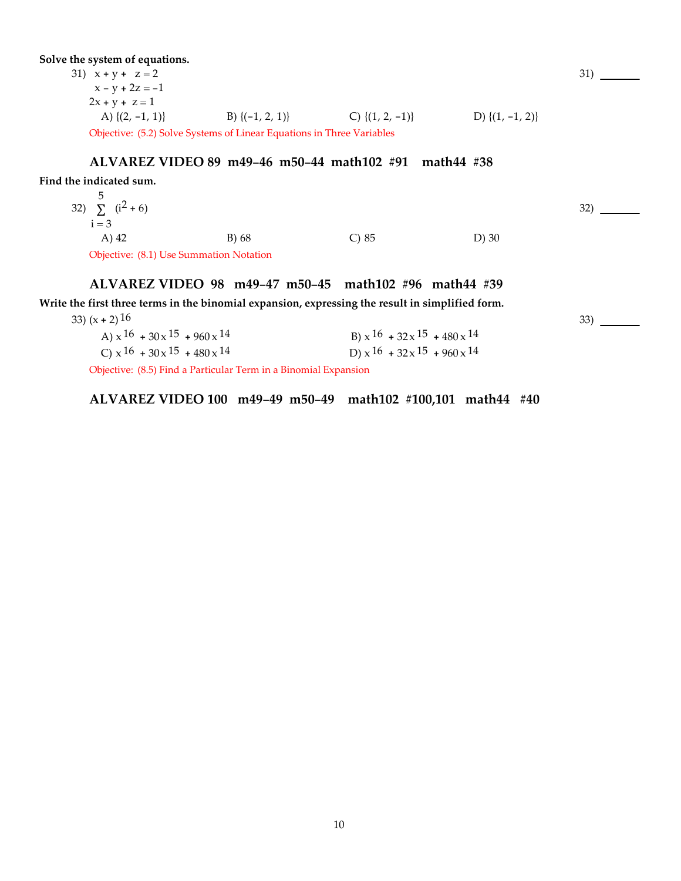**Solve the system of equations.**

31) $x + y + z = 2$
$x - y + 2z = -1$
$2x + y + z = 1$

31) ______

A) $\{(2, -1, 1)\}$ B) $\{(-1, 2, 1)\}$ C) $\{(1, 2, -1)\}$ D) $\{(1, -1, 2)\}$

Objective: (5.2) Solve Systems of Linear Equations in Three Variables

### ALVAREZ VIDEO 89 m49–46 m50–44 math102 #91 math44 #38

**Find the indicated sum.**

32) $\sum_{i=3}^{5} (i^2 + 6)$

32) ______

A) 42 B) 68 C) 85 D) 30

Objective: (8.1) Use Summation Notation

### ALVAREZ VIDEO 98 m49–47 m50–45 math102 #96 math44 #39

**Write the first three terms in the binomial expansion, expressing the result in simplified form.**

33) $(x + 2)^{16}$

33) ______

A) $x^{16} + 30x^{15} + 960x^{14}$ B) $x^{16} + 32x^{15} + 480x^{14}$
C) $x^{16} + 30x^{15} + 480x^{14}$ D) $x^{16} + 32x^{15} + 960x^{14}$

Objective: (8.5) Find a Particular Term in a Binomial Expansion

### ALVAREZ VIDEO 100 m49–49 m50–49 math102 #100,101 math44 #40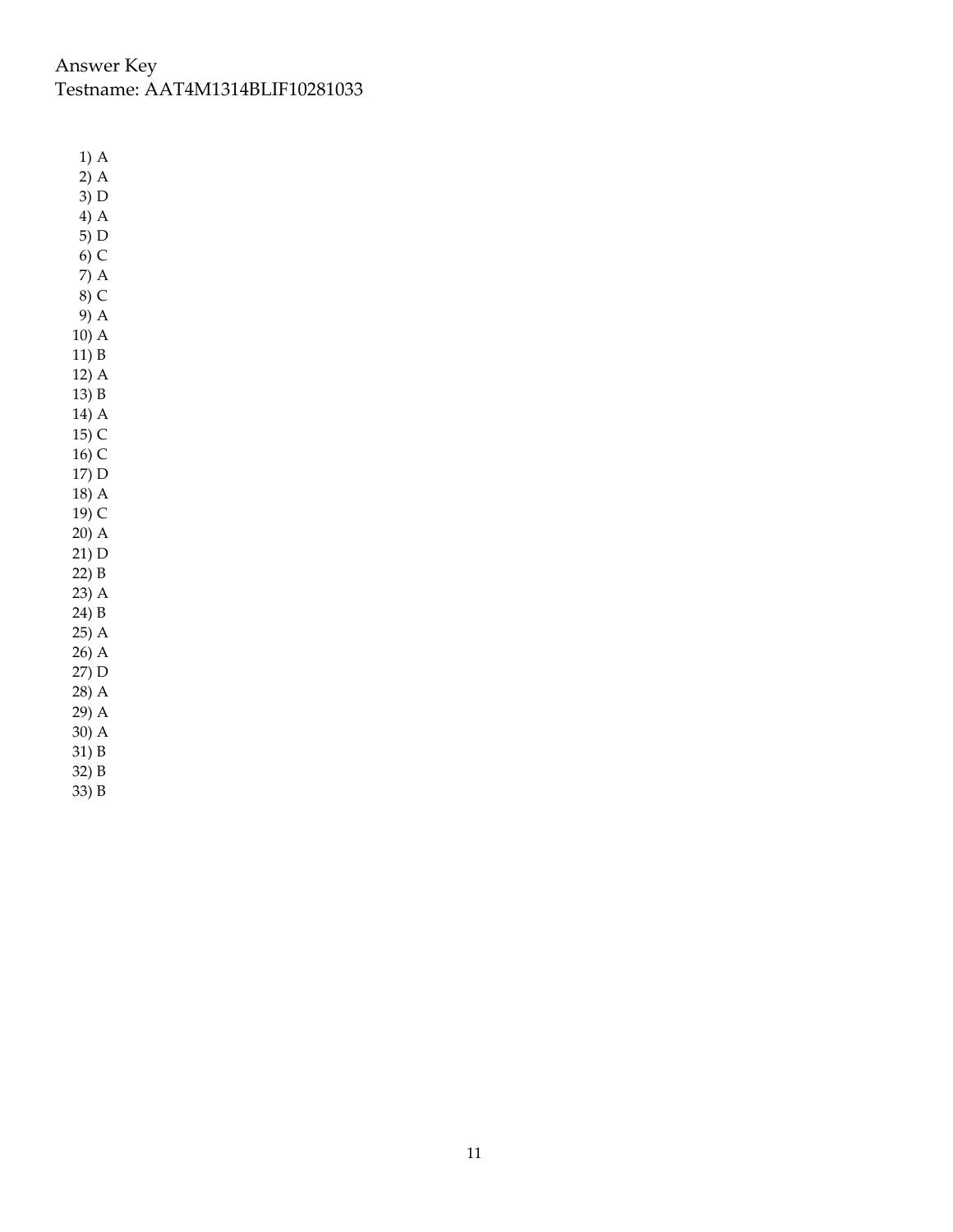Answer Key
Testname: AAT4M1314BLIF10281033

1) A
2) A
3) D
4) A
5) D
6) C
7) A
8) C
9) A
10) A
11) B
12) A
13) B
14) A
15) C
16) C
17) D
18) A
19) C
20) A
21) D
22) B
23) A
24) B
25) A
26) A
27) D
28) A
29) A
30) A
31) B
32) B
33) B